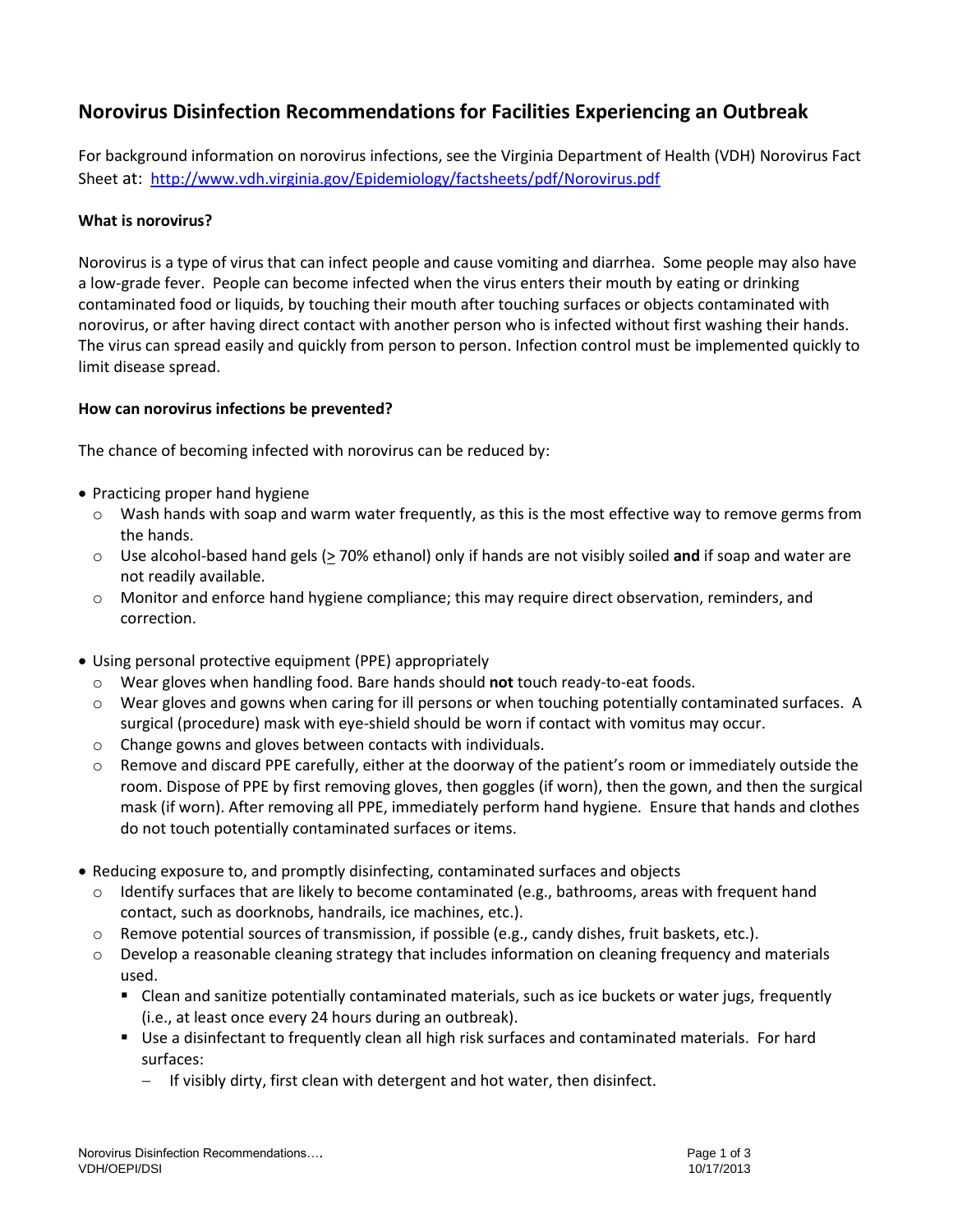# Norovirus Disinfection Recommendations for Facilities Experiencing an Outbreak

For background information on norovirus infections, see the Virginia Department of Health (VDH) Norovirus Fact Sheet at: [http://www.vdh.virginia.gov/Epidemiology/factsheets/pdf/Norovirus.pdf](http://www.vdh.virginia.gov/Epidemiology/factsheets/pdf/Norovirus.pdf)

**What is norovirus?**

Norovirus is a type of virus that can infect people and cause vomiting and diarrhea. Some people may also have a low-grade fever. People can become infected when the virus enters their mouth by eating or drinking contaminated food or liquids, by touching their mouth after touching surfaces or objects contaminated with norovirus, or after having direct contact with another person who is infected without first washing their hands. The virus can spread easily and quickly from person to person. Infection control must be implemented quickly to limit disease spread.

**How can norovirus infections be prevented?**

The chance of becoming infected with norovirus can be reduced by:

- Practicing proper hand hygiene
  - Wash hands with soap and warm water frequently, as this is the most effective way to remove germs from the hands.
  - Use alcohol-based hand gels (≥ 70% ethanol) only if hands are not visibly soiled **and** if soap and water are not readily available.
  - Monitor and enforce hand hygiene compliance; this may require direct observation, reminders, and correction.

- Using personal protective equipment (PPE) appropriately
  - Wear gloves when handling food. Bare hands should **not** touch ready-to-eat foods.
  - Wear gloves and gowns when caring for ill persons or when touching potentially contaminated surfaces. A surgical (procedure) mask with eye-shield should be worn if contact with vomitus may occur.
  - Change gowns and gloves between contacts with individuals.
  - Remove and discard PPE carefully, either at the doorway of the patient's room or immediately outside the room. Dispose of PPE by first removing gloves, then goggles (if worn), then the gown, and then the surgical mask (if worn). After removing all PPE, immediately perform hand hygiene. Ensure that hands and clothes do not touch potentially contaminated surfaces or items.

- Reducing exposure to, and promptly disinfecting, contaminated surfaces and objects
  - Identify surfaces that are likely to become contaminated (e.g., bathrooms, areas with frequent hand contact, such as doorknobs, handrails, ice machines, etc.).
  - Remove potential sources of transmission, if possible (e.g., candy dishes, fruit baskets, etc.).
  - Develop a reasonable cleaning strategy that includes information on cleaning frequency and materials used.
    - Clean and sanitize potentially contaminated materials, such as ice buckets or water jugs, frequently (i.e., at least once every 24 hours during an outbreak).
    - Use a disinfectant to frequently clean all high risk surfaces and contaminated materials. For hard surfaces:
      - If visibly dirty, first clean with detergent and hot water, then disinfect.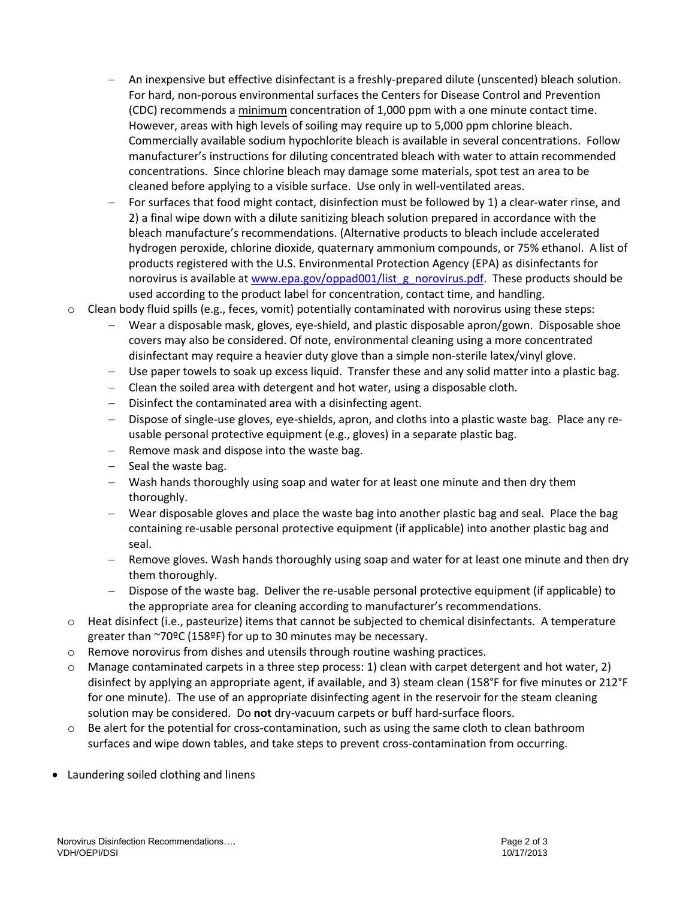- An inexpensive but effective disinfectant is a freshly-prepared dilute (unscented) bleach solution. For hard, non-porous environmental surfaces the Centers for Disease Control and Prevention (CDC) recommends a <u>minimum</u> concentration of 1,000 ppm with a one minute contact time. However, areas with high levels of soiling may require up to 5,000 ppm chlorine bleach. Commercially available sodium hypochlorite bleach is available in several concentrations. Follow manufacturer's instructions for diluting concentrated bleach with water to attain recommended concentrations. Since chlorine bleach may damage some materials, spot test an area to be cleaned before applying to a visible surface. Use only in well-ventilated areas.
    - For surfaces that food might contact, disinfection must be followed by 1) a clear-water rinse, and 2) a final wipe down with a dilute sanitizing bleach solution prepared in accordance with the bleach manufacture's recommendations. (Alternative products to bleach include accelerated hydrogen peroxide, chlorine dioxide, quaternary ammonium compounds, or 75% ethanol. A list of products registered with the U.S. Environmental Protection Agency (EPA) as disinfectants for norovirus is available at [www.epa.gov/oppad001/list_g_norovirus.pdf](www.epa.gov/oppad001/list_g_norovirus.pdf). These products should be used according to the product label for concentration, contact time, and handling.
  - Clean body fluid spills (e.g., feces, vomit) potentially contaminated with norovirus using these steps:
    - Wear a disposable mask, gloves, eye-shield, and plastic disposable apron/gown. Disposable shoe covers may also be considered. Of note, environmental cleaning using a more concentrated disinfectant may require a heavier duty glove than a simple non-sterile latex/vinyl glove.
    - Use paper towels to soak up excess liquid. Transfer these and any solid matter into a plastic bag.
    - Clean the soiled area with detergent and hot water, using a disposable cloth.
    - Disinfect the contaminated area with a disinfecting agent.
    - Dispose of single-use gloves, eye-shields, apron, and cloths into a plastic waste bag. Place any re-usable personal protective equipment (e.g., gloves) in a separate plastic bag.
    - Remove mask and dispose into the waste bag.
    - Seal the waste bag.
    - Wash hands thoroughly using soap and water for at least one minute and then dry them thoroughly.
    - Wear disposable gloves and place the waste bag into another plastic bag and seal. Place the bag containing re-usable personal protective equipment (if applicable) into another plastic bag and seal.
    - Remove gloves. Wash hands thoroughly using soap and water for at least one minute and then dry them thoroughly.
    - Dispose of the waste bag. Deliver the re-usable personal protective equipment (if applicable) to the appropriate area for cleaning according to manufacturer's recommendations.
  - Heat disinfect (i.e., pasteurize) items that cannot be subjected to chemical disinfectants. A temperature greater than ~70ºC (158ºF) for up to 30 minutes may be necessary.
  - Remove norovirus from dishes and utensils through routine washing practices.
  - Manage contaminated carpets in a three step process: 1) clean with carpet detergent and hot water, 2) disinfect by applying an appropriate agent, if available, and 3) steam clean (158°F for five minutes or 212°F for one minute). The use of an appropriate disinfecting agent in the reservoir for the steam cleaning solution may be considered. Do **not** dry-vacuum carpets or buff hard-surface floors.
  - Be alert for the potential for cross-contamination, such as using the same cloth to clean bathroom surfaces and wipe down tables, and take steps to prevent cross-contamination from occurring.

- Laundering soiled clothing and linens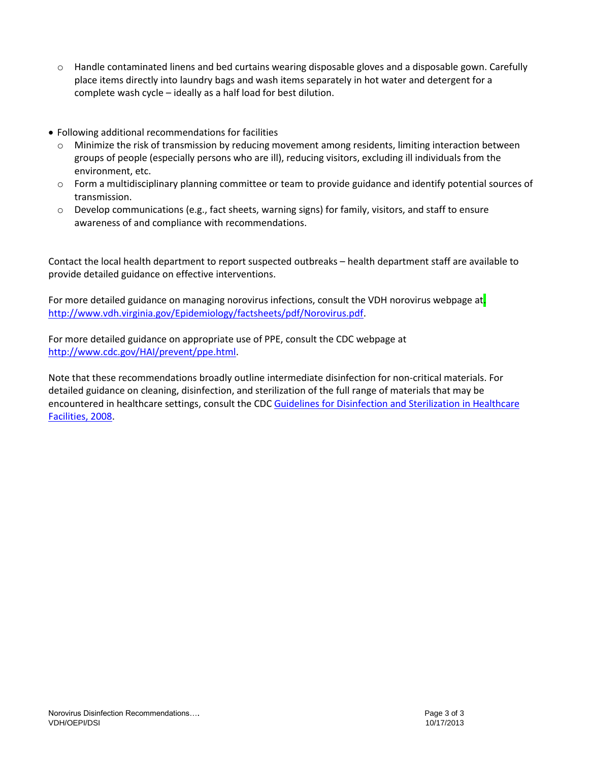- Handle contaminated linens and bed curtains wearing disposable gloves and a disposable gown. Carefully place items directly into laundry bags and wash items separately in hot water and detergent for a complete wash cycle – ideally as a half load for best dilution.

- Following additional recommendations for facilities
  - Minimize the risk of transmission by reducing movement among residents, limiting interaction between groups of people (especially persons who are ill), reducing visitors, excluding ill individuals from the environment, etc.
  - Form a multidisciplinary planning committee or team to provide guidance and identify potential sources of transmission.
  - Develop communications (e.g., fact sheets, warning signs) for family, visitors, and staff to ensure awareness of and compliance with recommendations.

Contact the local health department to report suspected outbreaks – health department staff are available to provide detailed guidance on effective interventions.

For more detailed guidance on managing norovirus infections, consult the VDH norovirus webpage at. http://www.vdh.virginia.gov/Epidemiology/factsheets/pdf/Norovirus.pdf.

For more detailed guidance on appropriate use of PPE, consult the CDC webpage at http://www.cdc.gov/HAI/prevent/ppe.html.

Note that these recommendations broadly outline intermediate disinfection for non-critical materials. For detailed guidance on cleaning, disinfection, and sterilization of the full range of materials that may be encountered in healthcare settings, consult the CDC Guidelines for Disinfection and Sterilization in Healthcare Facilities, 2008.